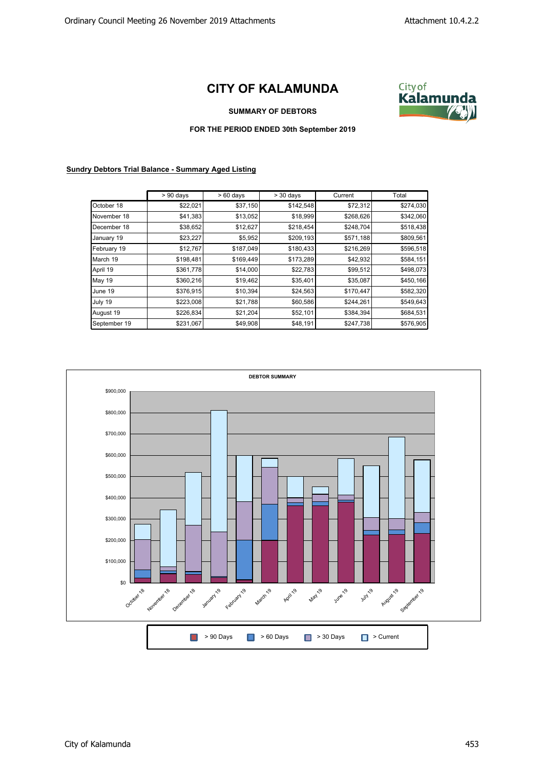# CITY OF KALAMUNDA

**SUMMARY OF DEBTORS**

**FOR THE PERIOD ENDED 30th September 2019**

**Sundry Debtors Trial Balance - Summary Aged Listing**

| | > 90 days | > 60 days | > 30 days | Current | Total |
|---|---|---|---|---|---|
| October 18 | $22,021 | $37,150 | $142,548 | $72,312 | $274,030 |
| November 18 | $41,383 | $13,052 | $18,999 | $268,626 | $342,060 |
| December 18 | $38,652 | $12,627 | $218,454 | $248,704 | $518,438 |
| January 19 | $23,227 | $5,952 | $209,193 | $571,188 | $809,561 |
| February 19 | $12,767 | $187,049 | $180,433 | $216,269 | $596,518 |
| March 19 | $198,481 | $169,449 | $173,289 | $42,932 | $584,151 |
| April 19 | $361,778 | $14,000 | $22,783 | $99,512 | $498,073 |
| May 19 | $360,216 | $19,462 | $35,401 | $35,087 | $450,166 |
| June 19 | $376,915 | $10,394 | $24,563 | $170,447 | $582,320 |
| July 19 | $223,008 | $21,788 | $60,586 | $244,261 | $549,643 |
| August 19 | $226,834 | $21,204 | $52,101 | $384,394 | $684,531 |
| September 19 | $231,067 | $49,908 | $48,191 | $247,738 | $576,905 |

**DEBTOR SUMMARY**

Legend: > 90 Days, > 60 Days, > 30 Days, > Current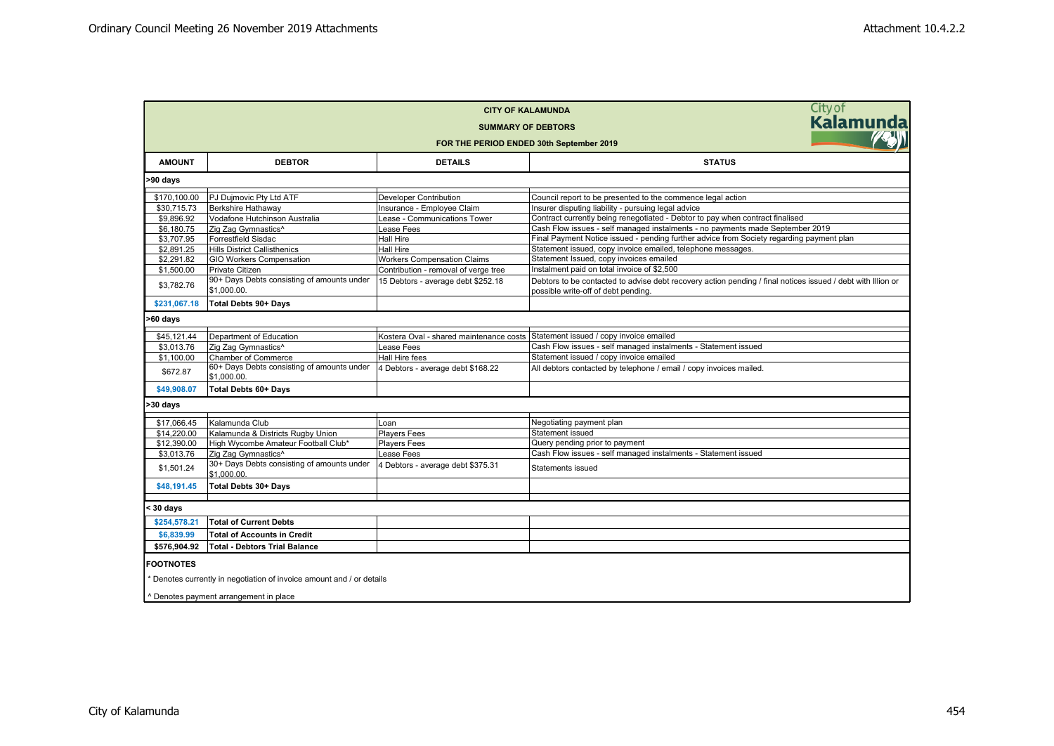**CITY OF KALAMUNDA**

**SUMMARY OF DEBTORS**

**FOR THE PERIOD ENDED 30th September 2019**

| AMOUNT | DEBTOR | DETAILS | STATUS |
|---|---|---|---|
| **>90 days** | | | |
| $170,100.00 | PJ Dujmovic Pty Ltd ATF | Developer Contribution | Council report to be presented to the commence legal action |
| $30,715.73 | Berkshire Hathaway | Insurance - Employee Claim | Insurer disputing liability - pursuing legal advice |
| $9,896.92 | Vodafone Hutchinson Australia | Lease - Communications Tower | Contract currently being renegotiated - Debtor to pay when contract finalised |
| $6,180.75 | Zig Zag Gymnastics^ | Lease Fees | Cash Flow issues - self managed instalments - no payments made September 2019 |
| $3,707.95 | Forrestfield Sisdac | Hall Hire | Final Payment Notice issued - pending further advice from Society regarding payment plan |
| $2,891.25 | Hills District Callisthenics | Hall Hire | Statement issued, copy invoice emailed, telephone messages. |
| $2,291.82 | GIO Workers Compensation | Workers Compensation Claims | Statement Issued, copy invoices emailed |
| $1,500.00 | Private Citizen | Contribution - removal of verge tree | Instalment paid on total invoice of $2,500 |
| $3,782.76 | 90+ Days Debts consisting of amounts under $1,000.00. | 15 Debtors - average debt $252.18 | Debtors to be contacted to advise debt recovery action pending / final notices issued / debt with Illion or possible write-off of debt pending. |
| **$231,067.18** | **Total Debts 90+ Days** | | |
| **>60 days** | | | |
| $45,121.44 | Department of Education | Kostera Oval - shared maintenance costs | Statement issued / copy invoice emailed |
| $3,013.76 | Zig Zag Gymnastics^ | Lease Fees | Cash Flow issues - self managed instalments - Statement issued |
| $1,100.00 | Chamber of Commerce | Hall Hire fees | Statement issued / copy invoice emailed |
| $672.87 | 60+ Days Debts consisting of amounts under $1,000.00. | 4 Debtors - average debt $168.22 | All debtors contacted by telephone / email / copy invoices mailed. |
| **$49,908.07** | **Total Debts 60+ Days** | | |
| **>30 days** | | | |
| $17,066.45 | Kalamunda Club | Loan | Negotiating payment plan |
| $14,220.00 | Kalamunda & Districts Rugby Union | Players Fees | Statement issued |
| $12,390.00 | High Wycombe Amateur Football Club* | Players Fees | Query pending prior to payment |
| $3,013.76 | Zig Zag Gymnastics^ | Lease Fees | Cash Flow issues - self managed instalments - Statement issued |
| $1,501.24 | 30+ Days Debts consisting of amounts under $1,000.00. | 4 Debtors - average debt $375.31 | Statements issued |
| **$48,191.45** | **Total Debts 30+ Days** | | |
| **< 30 days** | | | |
| **$254,578.21** | **Total of Current Debts** | | |
| **$6,839.99** | **Total of Accounts in Credit** | | |
| **$576,904.92** | **Total - Debtors Trial Balance** | | |

**FOOTNOTES**

\* Denotes currently in negotiation of invoice amount and / or details

^ Denotes payment arrangement in place